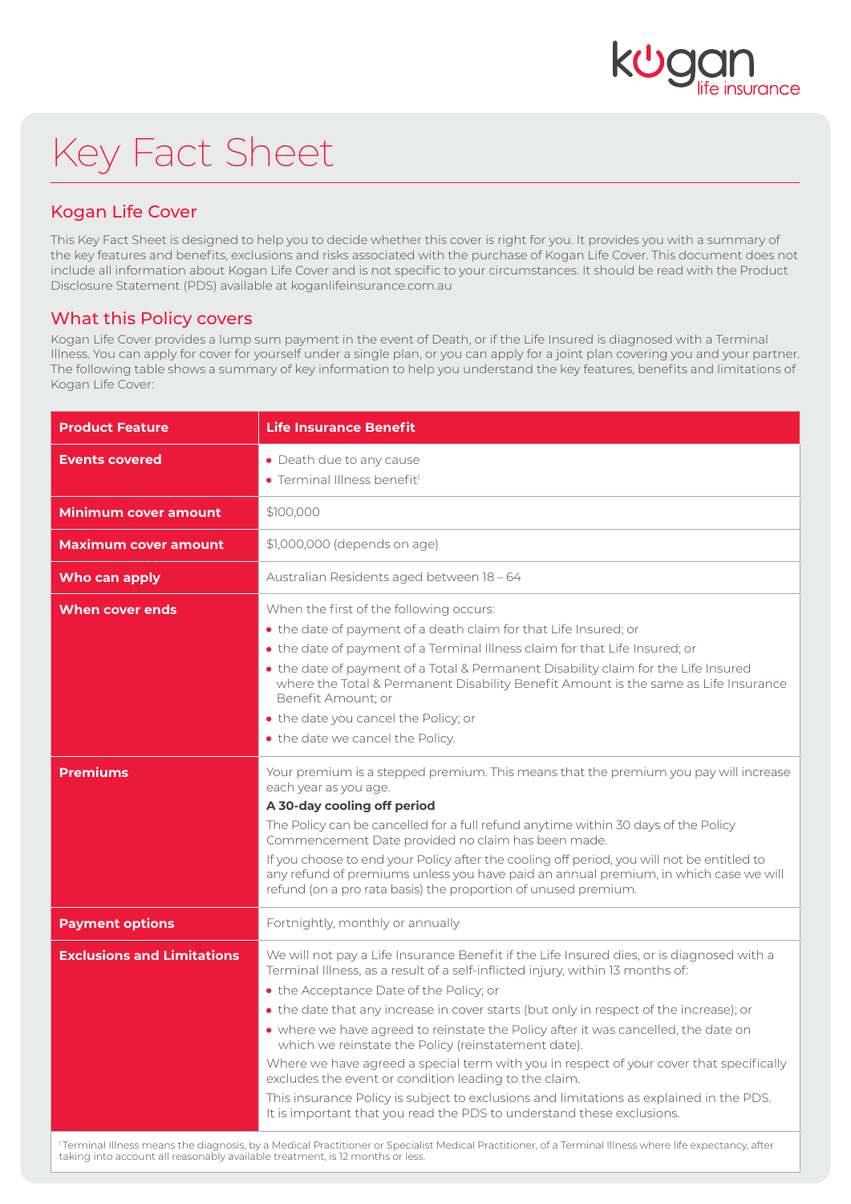# Key Fact Sheet

## Kogan Life Cover

This Key Fact Sheet is designed to help you to decide whether this cover is right for you. It provides you with a summary of the key features and benefits, exclusions and risks associated with the purchase of Kogan Life Cover. This document does not include all information about Kogan Life Cover and is not specific to your circumstances. It should be read with the Product Disclosure Statement (PDS) available at koganlifeinsurance.com.au

## What this Policy covers

Kogan Life Cover provides a lump sum payment in the event of Death, or if the Life Insured is diagnosed with a Terminal Illness. You can apply for cover for yourself under a single plan, or you can apply for a joint plan covering you and your partner. The following table shows a summary of key information to help you understand the key features, benefits and limitations of Kogan Life Cover:

| Product Feature | Life Insurance Benefit |
| --- | --- |
| **Events covered** | • Death due to any cause<br>• Terminal Illness benefit[1] |
| **Minimum cover amount** | $100,000 |
| **Maximum cover amount** | $1,000,000 (depends on age) |
| **Who can apply** | Australian Residents aged between 18 – 64 |
| **When cover ends** | When the first of the following occurs:<br>• the date of payment of a death claim for that Life Insured; or<br>• the date of payment of a Terminal Illness claim for that Life Insured; or<br>• the date of payment of a Total & Permanent Disability claim for the Life Insured where the Total & Permanent Disability Benefit Amount is the same as Life Insurance Benefit Amount; or<br>• the date you cancel the Policy; or<br>• the date we cancel the Policy. |
| **Premiums** | Your premium is a stepped premium. This means that the premium you pay will increase each year as you age.<br>**A 30-day cooling off period**<br>The Policy can be cancelled for a full refund anytime within 30 days of the Policy Commencement Date provided no claim has been made.<br>If you choose to end your Policy after the cooling off period, you will not be entitled to any refund of premiums unless you have paid an annual premium, in which case we will refund (on a pro rata basis) the proportion of unused premium. |
| **Payment options** | Fortnightly, monthly or annually |
| **Exclusions and Limitations** | We will not pay a Life Insurance Benefit if the Life Insured dies, or is diagnosed with a Terminal Illness, as a result of a self-inflicted injury, within 13 months of:<br>• the Acceptance Date of the Policy; or<br>• the date that any increase in cover starts (but only in respect of the increase); or<br>• where we have agreed to reinstate the Policy after it was cancelled, the date on which we reinstate the Policy (reinstatement date).<br>Where we have agreed a special term with you in respect of your cover that specifically excludes the event or condition leading to the claim.<br>This insurance Policy is subject to exclusions and limitations as explained in the PDS. It is important that you read the PDS to understand these exclusions. |

[1] Terminal Illness means the diagnosis, by a Medical Practitioner or Specialist Medical Practitioner, of a Terminal Illness where life expectancy, after taking into account all reasonably available treatment, is 12 months or less.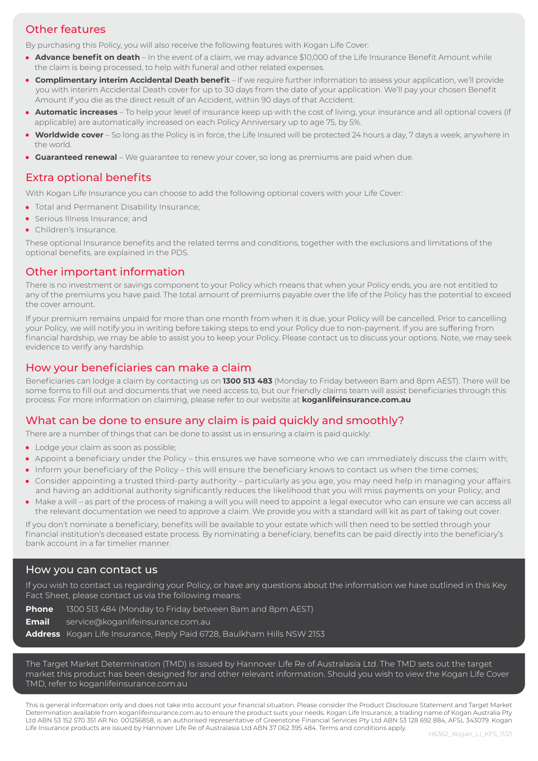## Other features

By purchasing this Policy, you will also receive the following features with Kogan Life Cover:

- **Advance benefit on death** – In the event of a claim, we may advance $10,000 of the Life Insurance Benefit Amount while the claim is being processed, to help with funeral and other related expenses.
- **Complimentary interim Accidental Death benefit** – If we require further information to assess your application, we'll provide you with interim Accidental Death cover for up to 30 days from the date of your application. We'll pay your chosen Benefit Amount if you die as the direct result of an Accident, within 90 days of that Accident.
- **Automatic increases** – To help your level of insurance keep up with the cost of living, your insurance and all optional covers (if applicable) are automatically increased on each Policy Anniversary up to age 75, by 5%.
- **Worldwide cover** – So long as the Policy is in force, the Life Insured will be protected 24 hours a day, 7 days a week, anywhere in the world.
- **Guaranteed renewal** – We guarantee to renew your cover, so long as premiums are paid when due.

## Extra optional benefits

With Kogan Life Insurance you can choose to add the following optional covers with your Life Cover:

- Total and Permanent Disability Insurance;
- Serious Illness Insurance; and
- Children's Insurance.

These optional Insurance benefits and the related terms and conditions, together with the exclusions and limitations of the optional benefits, are explained in the PDS.

## Other important information

There is no investment or savings component to your Policy which means that when your Policy ends, you are not entitled to any of the premiums you have paid. The total amount of premiums payable over the life of the Policy has the potential to exceed the cover amount.

If your premium remains unpaid for more than one month from when it is due, your Policy will be cancelled. Prior to cancelling your Policy, we will notify you in writing before taking steps to end your Policy due to non-payment. If you are suffering from financial hardship, we may be able to assist you to keep your Policy. Please contact us to discuss your options. Note, we may seek evidence to verify any hardship.

## How your beneficiaries can make a claim

Beneficiaries can lodge a claim by contacting us on **1300 513 483** (Monday to Friday between 8am and 8pm AEST). There will be some forms to fill out and documents that we need access to, but our friendly claims team will assist beneficiaries through this process. For more information on claiming, please refer to our website at **koganlifeinsurance.com.au**

## What can be done to ensure any claim is paid quickly and smoothly?

There are a number of things that can be done to assist us in ensuring a claim is paid quickly:

- Lodge your claim as soon as possible;
- Appoint a beneficiary under the Policy – this ensures we have someone who we can immediately discuss the claim with;
- Inform your beneficiary of the Policy – this will ensure the beneficiary knows to contact us when the time comes;
- Consider appointing a trusted third-party authority – particularly as you age, you may need help in managing your affairs and having an additional authority significantly reduces the likelihood that you will miss payments on your Policy; and
- Make a will – as part of the process of making a will you will need to appoint a legal executor who can ensure we can access all the relevant documentation we need to approve a claim. We provide you with a standard will kit as part of taking out cover.

If you don't nominate a beneficiary, benefits will be available to your estate which will then need to be settled through your financial institution's deceased estate process. By nominating a beneficiary, benefits can be paid directly into the beneficiary's bank account in a far timelier manner.

## How you can contact us

If you wish to contact us regarding your Policy, or have any questions about the information we have outlined in this Key Fact Sheet, please contact us via the following means:

**Phone** 1300 513 484 (Monday to Friday between 8am and 8pm AEST)

**Email** service@koganlifeinsurance.com.au

**Address** Kogan Life Insurance, Reply Paid 6728, Baulkham Hills NSW 2153

The Target Market Determination (TMD) is issued by Hannover Life Re of Australasia Ltd. The TMD sets out the target market this product has been designed for and other relevant information. Should you wish to view the Kogan Life Cover TMD, refer to koganlifeinsurance.com.au

This is general information only and does not take into account your financial situation. Please consider the Product Disclosure Statement and Target Market Determination available from koganlifeinsurance.com.au to ensure the product suits your needs. Kogan Life Insurance, a trading name of Kogan Australia Pty Ltd ABN 53 152 570 351 AR No. 001256858, is an authorised representative of Greenstone Financial Services Pty Ltd ABN 53 128 692 884, AFSL 343079. Kogan Life Insurance products are issued by Hannover Life Re of Australasia Ltd ABN 37 062 395 484. Terms and conditions apply.

H6362_Kogan_LI_KFS_11/21